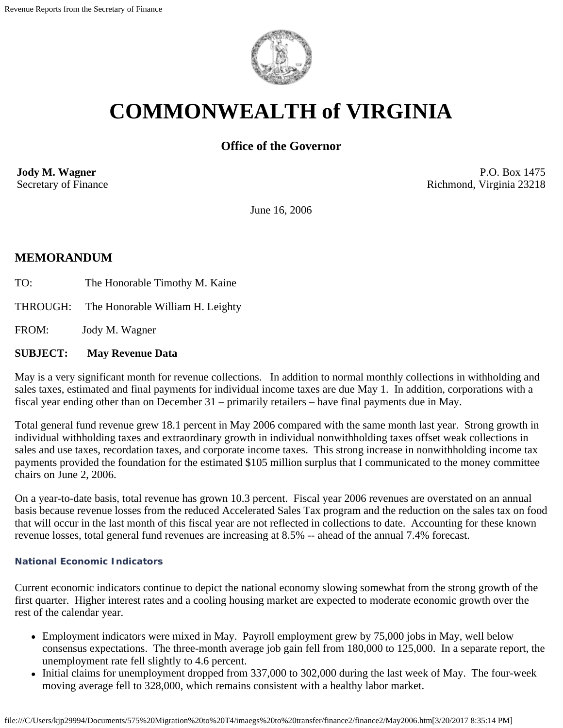# COMMONWEALTH of VIRGINIA

### Office of the Governor

**Jody M. Wagner**
Secretary of Finance

P.O. Box 1475
Richmond, Virginia 23218

June 16, 2006

## MEMORANDUM

TO: The Honorable Timothy M. Kaine

THROUGH: The Honorable William H. Leighty

FROM: Jody M. Wagner

**SUBJECT: May Revenue Data**

May is a very significant month for revenue collections. In addition to normal monthly collections in withholding and sales taxes, estimated and final payments for individual income taxes are due May 1. In addition, corporations with a fiscal year ending other than on December 31 – primarily retailers – have final payments due in May.

Total general fund revenue grew 18.1 percent in May 2006 compared with the same month last year. Strong growth in individual withholding taxes and extraordinary growth in individual nonwithholding taxes offset weak collections in sales and use taxes, recordation taxes, and corporate income taxes. This strong increase in nonwithholding income tax payments provided the foundation for the estimated $105 million surplus that I communicated to the money committee chairs on June 2, 2006.

On a year-to-date basis, total revenue has grown 10.3 percent. Fiscal year 2006 revenues are overstated on an annual basis because revenue losses from the reduced Accelerated Sales Tax program and the reduction on the sales tax on food that will occur in the last month of this fiscal year are not reflected in collections to date. Accounting for these known revenue losses, total general fund revenues are increasing at 8.5% -- ahead of the annual 7.4% forecast.

#### National Economic Indicators

Current economic indicators continue to depict the national economy slowing somewhat from the strong growth of the first quarter. Higher interest rates and a cooling housing market are expected to moderate economic growth over the rest of the calendar year.

- Employment indicators were mixed in May. Payroll employment grew by 75,000 jobs in May, well below consensus expectations. The three-month average job gain fell from 180,000 to 125,000. In a separate report, the unemployment rate fell slightly to 4.6 percent.
- Initial claims for unemployment dropped from 337,000 to 302,000 during the last week of May. The four-week moving average fell to 328,000, which remains consistent with a healthy labor market.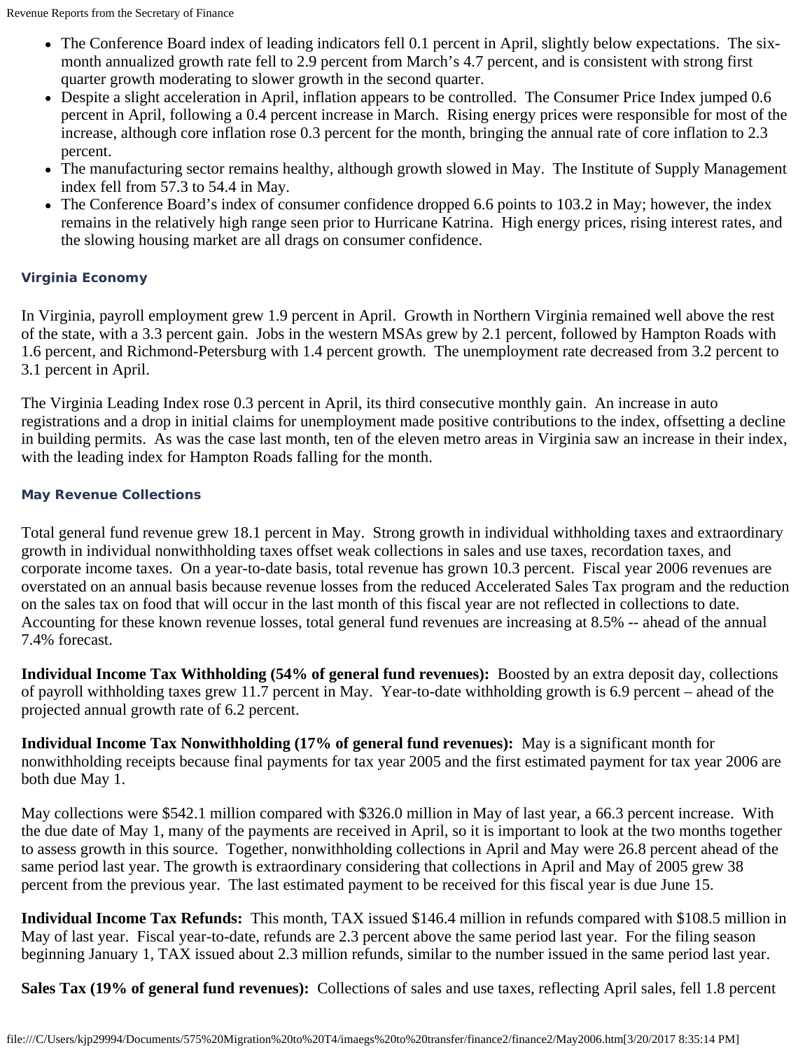- The Conference Board index of leading indicators fell 0.1 percent in April, slightly below expectations. The six-month annualized growth rate fell to 2.9 percent from March's 4.7 percent, and is consistent with strong first quarter growth moderating to slower growth in the second quarter.
- Despite a slight acceleration in April, inflation appears to be controlled. The Consumer Price Index jumped 0.6 percent in April, following a 0.4 percent increase in March. Rising energy prices were responsible for most of the increase, although core inflation rose 0.3 percent for the month, bringing the annual rate of core inflation to 2.3 percent.
- The manufacturing sector remains healthy, although growth slowed in May. The Institute of Supply Management index fell from 57.3 to 54.4 in May.
- The Conference Board's index of consumer confidence dropped 6.6 points to 103.2 in May; however, the index remains in the relatively high range seen prior to Hurricane Katrina. High energy prices, rising interest rates, and the slowing housing market are all drags on consumer confidence.

#### Virginia Economy

In Virginia, payroll employment grew 1.9 percent in April. Growth in Northern Virginia remained well above the rest of the state, with a 3.3 percent gain. Jobs in the western MSAs grew by 2.1 percent, followed by Hampton Roads with 1.6 percent, and Richmond-Petersburg with 1.4 percent growth. The unemployment rate decreased from 3.2 percent to 3.1 percent in April.

The Virginia Leading Index rose 0.3 percent in April, its third consecutive monthly gain. An increase in auto registrations and a drop in initial claims for unemployment made positive contributions to the index, offsetting a decline in building permits. As was the case last month, ten of the eleven metro areas in Virginia saw an increase in their index, with the leading index for Hampton Roads falling for the month.

#### May Revenue Collections

Total general fund revenue grew 18.1 percent in May. Strong growth in individual withholding taxes and extraordinary growth in individual nonwithholding taxes offset weak collections in sales and use taxes, recordation taxes, and corporate income taxes. On a year-to-date basis, total revenue has grown 10.3 percent. Fiscal year 2006 revenues are overstated on an annual basis because revenue losses from the reduced Accelerated Sales Tax program and the reduction on the sales tax on food that will occur in the last month of this fiscal year are not reflected in collections to date. Accounting for these known revenue losses, total general fund revenues are increasing at 8.5% -- ahead of the annual 7.4% forecast.

**Individual Income Tax Withholding (54% of general fund revenues):** Boosted by an extra deposit day, collections of payroll withholding taxes grew 11.7 percent in May. Year-to-date withholding growth is 6.9 percent – ahead of the projected annual growth rate of 6.2 percent.

**Individual Income Tax Nonwithholding (17% of general fund revenues):** May is a significant month for nonwithholding receipts because final payments for tax year 2005 and the first estimated payment for tax year 2006 are both due May 1.

May collections were $542.1 million compared with $326.0 million in May of last year, a 66.3 percent increase. With the due date of May 1, many of the payments are received in April, so it is important to look at the two months together to assess growth in this source. Together, nonwithholding collections in April and May were 26.8 percent ahead of the same period last year. The growth is extraordinary considering that collections in April and May of 2005 grew 38 percent from the previous year. The last estimated payment to be received for this fiscal year is due June 15.

**Individual Income Tax Refunds:** This month, TAX issued $146.4 million in refunds compared with $108.5 million in May of last year. Fiscal year-to-date, refunds are 2.3 percent above the same period last year. For the filing season beginning January 1, TAX issued about 2.3 million refunds, similar to the number issued in the same period last year.

**Sales Tax (19% of general fund revenues):** Collections of sales and use taxes, reflecting April sales, fell 1.8 percent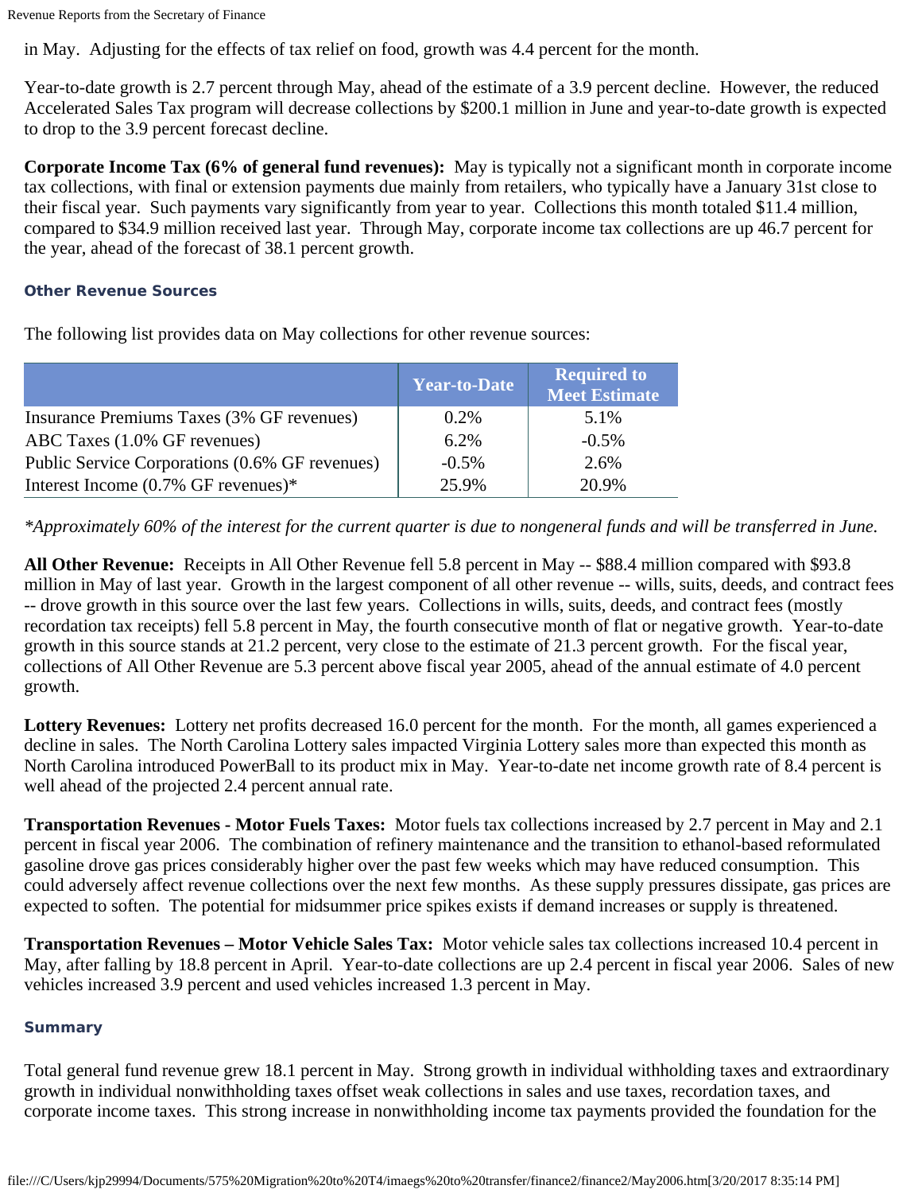in May. Adjusting for the effects of tax relief on food, growth was 4.4 percent for the month.

Year-to-date growth is 2.7 percent through May, ahead of the estimate of a 3.9 percent decline. However, the reduced Accelerated Sales Tax program will decrease collections by $200.1 million in June and year-to-date growth is expected to drop to the 3.9 percent forecast decline.

**Corporate Income Tax (6% of general fund revenues):** May is typically not a significant month in corporate income tax collections, with final or extension payments due mainly from retailers, who typically have a January 31st close to their fiscal year. Such payments vary significantly from year to year. Collections this month totaled $11.4 million, compared to $34.9 million received last year. Through May, corporate income tax collections are up 46.7 percent for the year, ahead of the forecast of 38.1 percent growth.

### Other Revenue Sources

The following list provides data on May collections for other revenue sources:

| | Year-to-Date | Required to Meet Estimate |
|---|---|---|
| Insurance Premiums Taxes (3% GF revenues) | 0.2% | 5.1% |
| ABC Taxes (1.0% GF revenues) | 6.2% | -0.5% |
| Public Service Corporations (0.6% GF revenues) | -0.5% | 2.6% |
| Interest Income (0.7% GF revenues)* | 25.9% | 20.9% |

*\*Approximately 60% of the interest for the current quarter is due to nongeneral funds and will be transferred in June.*

**All Other Revenue:** Receipts in All Other Revenue fell 5.8 percent in May -- $88.4 million compared with $93.8 million in May of last year. Growth in the largest component of all other revenue -- wills, suits, deeds, and contract fees -- drove growth in this source over the last few years. Collections in wills, suits, deeds, and contract fees (mostly recordation tax receipts) fell 5.8 percent in May, the fourth consecutive month of flat or negative growth. Year-to-date growth in this source stands at 21.2 percent, very close to the estimate of 21.3 percent growth. For the fiscal year, collections of All Other Revenue are 5.3 percent above fiscal year 2005, ahead of the annual estimate of 4.0 percent growth.

**Lottery Revenues:** Lottery net profits decreased 16.0 percent for the month. For the month, all games experienced a decline in sales. The North Carolina Lottery sales impacted Virginia Lottery sales more than expected this month as North Carolina introduced PowerBall to its product mix in May. Year-to-date net income growth rate of 8.4 percent is well ahead of the projected 2.4 percent annual rate.

**Transportation Revenues - Motor Fuels Taxes:** Motor fuels tax collections increased by 2.7 percent in May and 2.1 percent in fiscal year 2006. The combination of refinery maintenance and the transition to ethanol-based reformulated gasoline drove gas prices considerably higher over the past few weeks which may have reduced consumption. This could adversely affect revenue collections over the next few months. As these supply pressures dissipate, gas prices are expected to soften. The potential for midsummer price spikes exists if demand increases or supply is threatened.

**Transportation Revenues – Motor Vehicle Sales Tax:** Motor vehicle sales tax collections increased 10.4 percent in May, after falling by 18.8 percent in April. Year-to-date collections are up 2.4 percent in fiscal year 2006. Sales of new vehicles increased 3.9 percent and used vehicles increased 1.3 percent in May.

### Summary

Total general fund revenue grew 18.1 percent in May. Strong growth in individual withholding taxes and extraordinary growth in individual nonwithholding taxes offset weak collections in sales and use taxes, recordation taxes, and corporate income taxes. This strong increase in nonwithholding income tax payments provided the foundation for the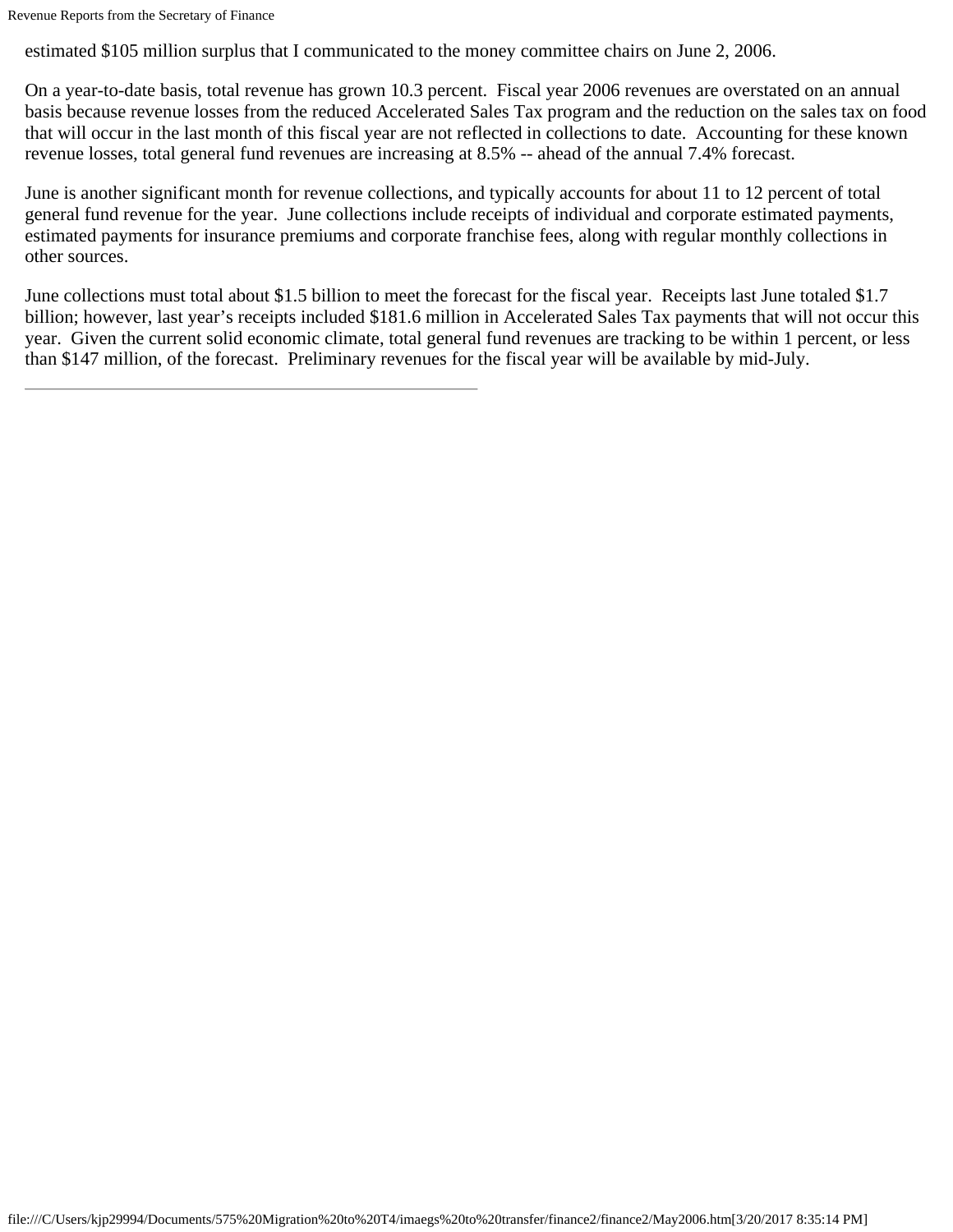estimated $105 million surplus that I communicated to the money committee chairs on June 2, 2006.

On a year-to-date basis, total revenue has grown 10.3 percent. Fiscal year 2006 revenues are overstated on an annual basis because revenue losses from the reduced Accelerated Sales Tax program and the reduction on the sales tax on food that will occur in the last month of this fiscal year are not reflected in collections to date. Accounting for these known revenue losses, total general fund revenues are increasing at 8.5% -- ahead of the annual 7.4% forecast.

June is another significant month for revenue collections, and typically accounts for about 11 to 12 percent of total general fund revenue for the year. June collections include receipts of individual and corporate estimated payments, estimated payments for insurance premiums and corporate franchise fees, along with regular monthly collections in other sources.

June collections must total about $1.5 billion to meet the forecast for the fiscal year. Receipts last June totaled $1.7 billion; however, last year's receipts included $181.6 million in Accelerated Sales Tax payments that will not occur this year. Given the current solid economic climate, total general fund revenues are tracking to be within 1 percent, or less than $147 million, of the forecast. Preliminary revenues for the fiscal year will be available by mid-July.

---